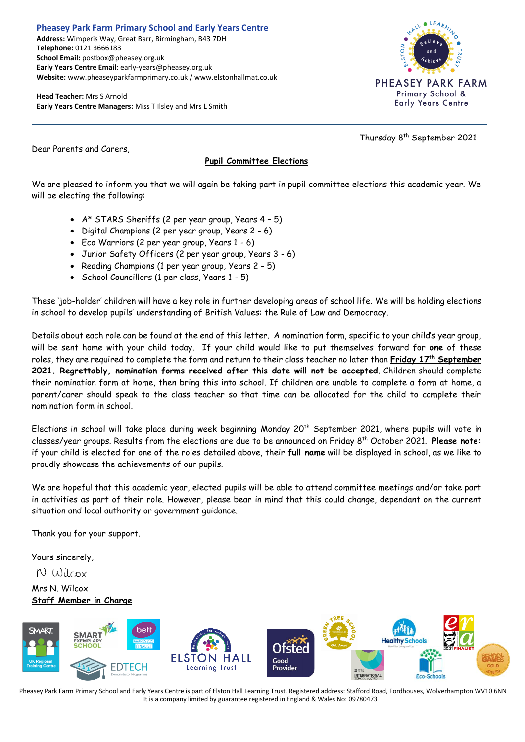**Pheasey Park Farm Primary School and Early Years Centre**
**Address:** Wimperis Way, Great Barr, Birmingham, B43 7DH
**Telephone:** 0121 3666183
**School Email:** postbox@pheasey.org.uk
**Early Years Centre Email**: early-years@pheasey.org.uk
**Website:** www.pheaseyparkfarmprimary.co.uk / www.elstonhallmat.co.uk

**Head Teacher:** Mrs S Arnold
**Early Years Centre Managers:** Miss T Ilsley and Mrs L Smith

Thursday 8th September 2021

Dear Parents and Carers,

## Pupil Committee Elections

We are pleased to inform you that we will again be taking part in pupil committee elections this academic year. We will be electing the following:

- A* STARS Sheriffs (2 per year group, Years 4 – 5)
- Digital Champions (2 per year group, Years 2 - 6)
- Eco Warriors (2 per year group, Years 1 - 6)
- Junior Safety Officers (2 per year group, Years 3 - 6)
- Reading Champions (1 per year group, Years 2 - 5)
- School Councillors (1 per class, Years 1 - 5)

These 'job-holder' children will have a key role in further developing areas of school life. We will be holding elections in school to develop pupils' understanding of British Values: the Rule of Law and Democracy.

Details about each role can be found at the end of this letter. A nomination form, specific to your child's year group, will be sent home with your child today. If your child would like to put themselves forward for **one** of these roles, they are required to complete the form and return to their class teacher no later than **Friday 17th September 2021. Regrettably, nomination forms received after this date will not be accepted**. Children should complete their nomination form at home, then bring this into school. If children are unable to complete a form at home, a parent/carer should speak to the class teacher so that time can be allocated for the child to complete their nomination form in school.

Elections in school will take place during week beginning Monday 20th September 2021, where pupils will vote in classes/year groups. Results from the elections are due to be announced on Friday 8th October 2021. **Please note:** if your child is elected for one of the roles detailed above, their **full name** will be displayed in school, as we like to proudly showcase the achievements of our pupils.

We are hopeful that this academic year, elected pupils will be able to attend committee meetings and/or take part in activities as part of their role. However, please bear in mind that this could change, dependant on the current situation and local authority or government guidance.

Thank you for your support.

Yours sincerely,

N Wilcox

Mrs N. Wilcox
**Staff Member in Charge**

Pheasey Park Farm Primary School and Early Years Centre is part of Elston Hall Learning Trust. Registered address: Stafford Road, Fordhouses, Wolverhampton WV10 6NN
It is a company limited by guarantee registered in England & Wales No: 09780473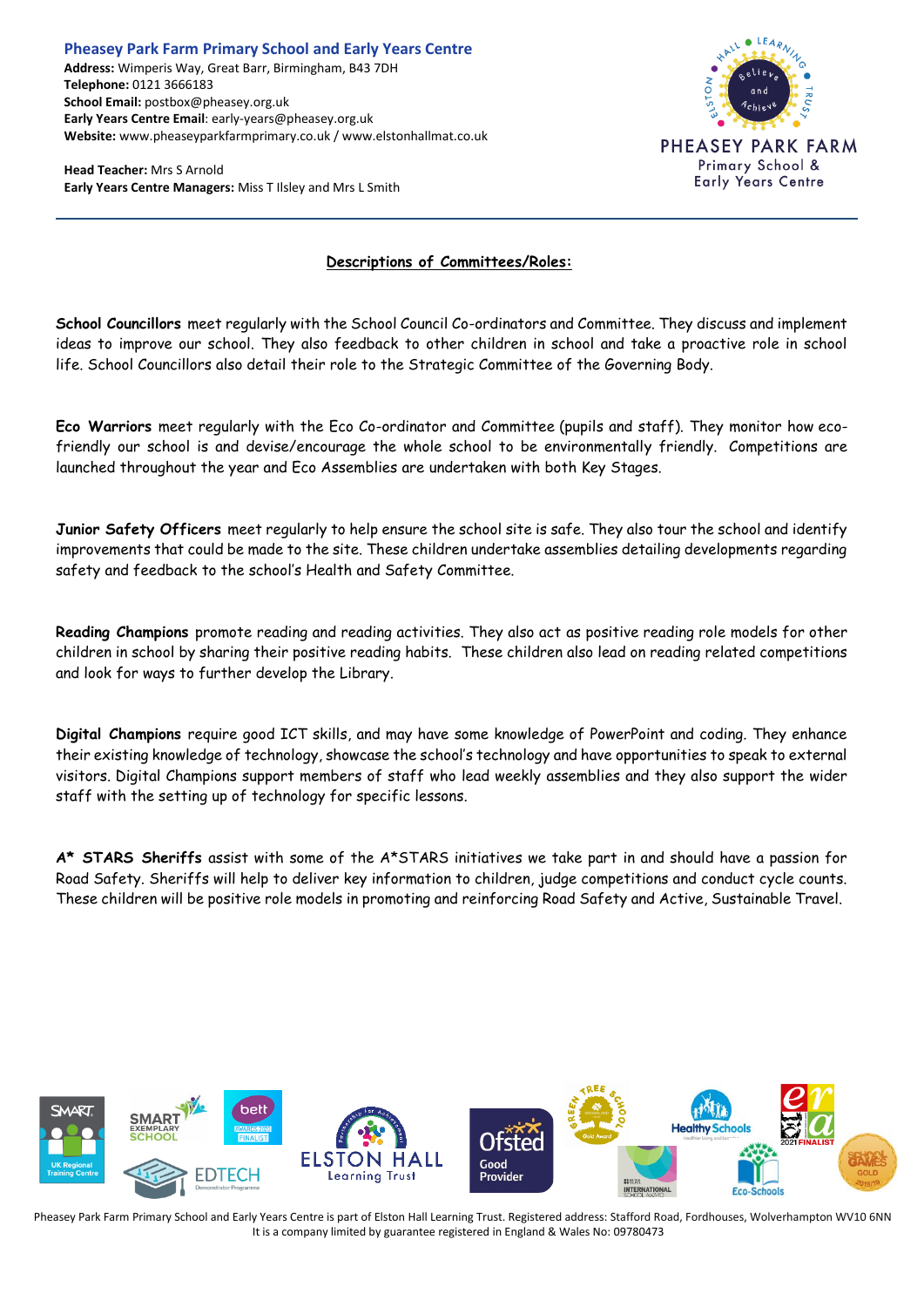**Pheasey Park Farm Primary School and Early Years Centre**
**Address:** Wimperis Way, Great Barr, Birmingham, B43 7DH
**Telephone:** 0121 3666183
**School Email:** postbox@pheasey.org.uk
**Early Years Centre Email**: early-years@pheasey.org.uk
**Website:** www.pheaseyparkfarmprimary.co.uk / www.elstonhallmat.co.uk

**Head Teacher:** Mrs S Arnold
**Early Years Centre Managers:** Miss T Ilsley and Mrs L Smith

## Descriptions of Committees/Roles:

**School Councillors** meet regularly with the School Council Co-ordinators and Committee. They discuss and implement ideas to improve our school. They also feedback to other children in school and take a proactive role in school life. School Councillors also detail their role to the Strategic Committee of the Governing Body.

**Eco Warriors** meet regularly with the Eco Co-ordinator and Committee (pupils and staff). They monitor how eco-friendly our school is and devise/encourage the whole school to be environmentally friendly. Competitions are launched throughout the year and Eco Assemblies are undertaken with both Key Stages.

**Junior Safety Officers** meet regularly to help ensure the school site is safe. They also tour the school and identify improvements that could be made to the site. These children undertake assemblies detailing developments regarding safety and feedback to the school's Health and Safety Committee.

**Reading Champions** promote reading and reading activities. They also act as positive reading role models for other children in school by sharing their positive reading habits. These children also lead on reading related competitions and look for ways to further develop the Library.

**Digital Champions** require good ICT skills, and may have some knowledge of PowerPoint and coding. They enhance their existing knowledge of technology, showcase the school's technology and have opportunities to speak to external visitors. Digital Champions support members of staff who lead weekly assemblies and they also support the wider staff with the setting up of technology for specific lessons.

**A* STARS Sheriffs** assist with some of the A*STARS initiatives we take part in and should have a passion for Road Safety. Sheriffs will help to deliver key information to children, judge competitions and conduct cycle counts. These children will be positive role models in promoting and reinforcing Road Safety and Active, Sustainable Travel.

Pheasey Park Farm Primary School and Early Years Centre is part of Elston Hall Learning Trust. Registered address: Stafford Road, Fordhouses, Wolverhampton WV10 6NN
It is a company limited by guarantee registered in England & Wales No: 09780473